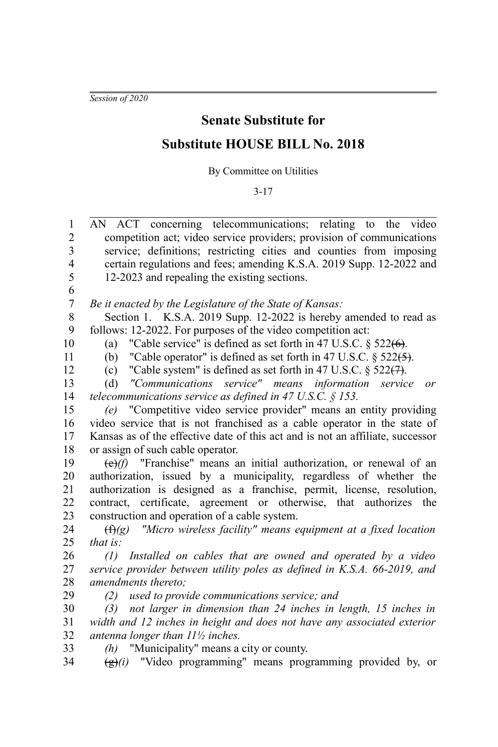*Session of 2020*

# Senate Substitute for

# Substitute HOUSE BILL No. 2018

By Committee on Utilities

3-17

AN ACT concerning telecommunications; relating to the video competition act; video service providers; provision of communications service; definitions; restricting cities and counties from imposing certain regulations and fees; amending K.S.A. 2019 Supp. 12-2022 and 12-2023 and repealing the existing sections.

*Be it enacted by the Legislature of the State of Kansas:*

Section 1. K.S.A. 2019 Supp. 12-2022 is hereby amended to read as follows: 12-2022. For purposes of the video competition act:

(a) "Cable service" is defined as set forth in 47 U.S.C. § 522~~(6)~~.

(b) "Cable operator" is defined as set forth in 47 U.S.C. § 522~~(5)~~.

(c) "Cable system" is defined as set forth in 47 U.S.C. § 522~~(7)~~.

(d) *"Communications service" means information service or telecommunications service as defined in 47 U.S.C. § 153.*

*(e)* "Competitive video service provider" means an entity providing video service that is not franchised as a cable operator in the state of Kansas as of the effective date of this act and is not an affiliate, successor or assign of such cable operator.

~~(e)~~*(f)* "Franchise" means an initial authorization, or renewal of an authorization, issued by a municipality, regardless of whether the authorization is designed as a franchise, permit, license, resolution, contract, certificate, agreement or otherwise, that authorizes the construction and operation of a cable system.

~~(f)~~*(g) "Micro wireless facility" means equipment at a fixed location that is:*

*(1) Installed on cables that are owned and operated by a video service provider between utility poles as defined in K.S.A. 66-2019, and amendments thereto;*

*(2) used to provide communications service; and*

*(3) not larger in dimension than 24 inches in length, 15 inches in width and 12 inches in height and does not have any associated exterior antenna longer than 11½ inches.*

*(h)* "Municipality" means a city or county.

~~(g)~~*(i)* "Video programming" means programming provided by, or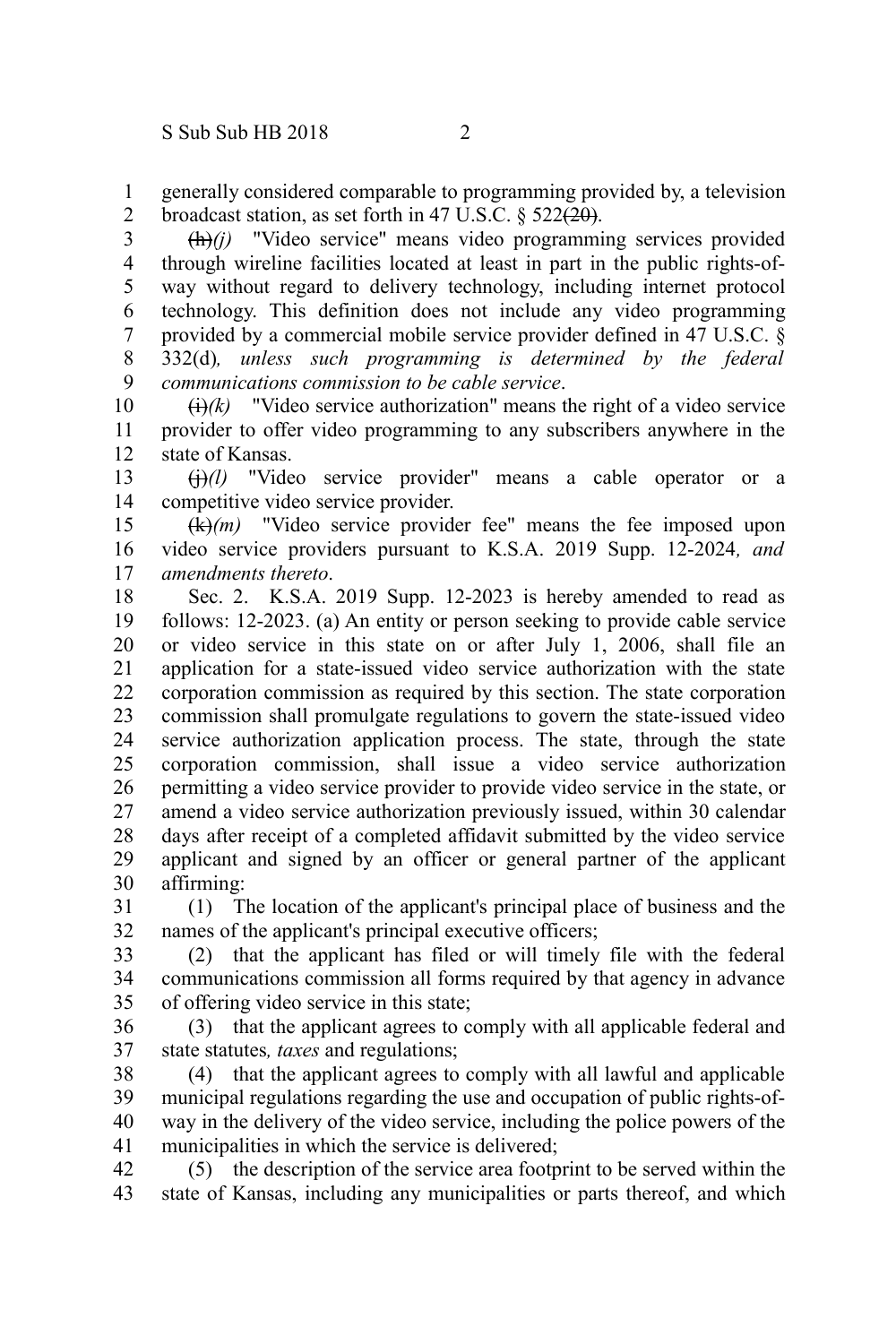generally considered comparable to programming provided by, a television broadcast station, as set forth in 47 U.S.C. § 522~~(20)~~.

~~(h)~~*(j)* "Video service" means video programming services provided through wireline facilities located at least in part in the public rights-of-way without regard to delivery technology, including internet protocol technology. This definition does not include any video programming provided by a commercial mobile service provider defined in 47 U.S.C. § 332(d)*, unless such programming is determined by the federal communications commission to be cable service*.

~~(i)~~*(k)* "Video service authorization" means the right of a video service provider to offer video programming to any subscribers anywhere in the state of Kansas.

~~(j)~~*(l)* "Video service provider" means a cable operator or a competitive video service provider.

~~(k)~~*(m)* "Video service provider fee" means the fee imposed upon video service providers pursuant to K.S.A. 2019 Supp. 12-2024*, and amendments thereto*.

Sec. 2. K.S.A. 2019 Supp. 12-2023 is hereby amended to read as follows: 12-2023. (a) An entity or person seeking to provide cable service or video service in this state on or after July 1, 2006, shall file an application for a state-issued video service authorization with the state corporation commission as required by this section. The state corporation commission shall promulgate regulations to govern the state-issued video service authorization application process. The state, through the state corporation commission, shall issue a video service authorization permitting a video service provider to provide video service in the state, or amend a video service authorization previously issued, within 30 calendar days after receipt of a completed affidavit submitted by the video service applicant and signed by an officer or general partner of the applicant affirming:

(1) The location of the applicant's principal place of business and the names of the applicant's principal executive officers;

(2) that the applicant has filed or will timely file with the federal communications commission all forms required by that agency in advance of offering video service in this state;

(3) that the applicant agrees to comply with all applicable federal and state statutes*, taxes* and regulations;

(4) that the applicant agrees to comply with all lawful and applicable municipal regulations regarding the use and occupation of public rights-of-way in the delivery of the video service, including the police powers of the municipalities in which the service is delivered;

(5) the description of the service area footprint to be served within the state of Kansas, including any municipalities or parts thereof, and which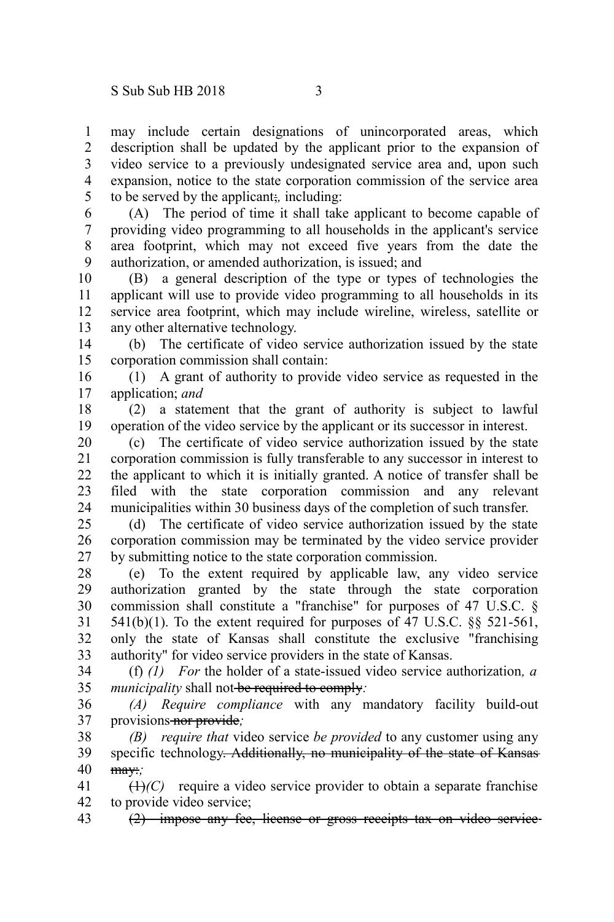may include certain designations of unincorporated areas, which description shall be updated by the applicant prior to the expansion of video service to a previously undesignated service area and, upon such expansion, notice to the state corporation commission of the service area to be served by the applicant~~;~~*,* including:

(A) The period of time it shall take applicant to become capable of providing video programming to all households in the applicant's service area footprint, which may not exceed five years from the date the authorization, or amended authorization, is issued; and

(B) a general description of the type or types of technologies the applicant will use to provide video programming to all households in its service area footprint, which may include wireline, wireless, satellite or any other alternative technology.

(b) The certificate of video service authorization issued by the state corporation commission shall contain:

(1) A grant of authority to provide video service as requested in the application; *and*

(2) a statement that the grant of authority is subject to lawful operation of the video service by the applicant or its successor in interest.

(c) The certificate of video service authorization issued by the state corporation commission is fully transferable to any successor in interest to the applicant to which it is initially granted. A notice of transfer shall be filed with the state corporation commission and any relevant municipalities within 30 business days of the completion of such transfer.

(d) The certificate of video service authorization issued by the state corporation commission may be terminated by the video service provider by submitting notice to the state corporation commission.

(e) To the extent required by applicable law, any video service authorization granted by the state through the state corporation commission shall constitute a "franchise" for purposes of 47 U.S.C. § 541(b)(1). To the extent required for purposes of 47 U.S.C. §§ 521-561, only the state of Kansas shall constitute the exclusive "franchising authority" for video service providers in the state of Kansas.

(f) *(1) For* the holder of a state-issued video service authorization*, a municipality* shall not ~~be required to comply~~*:*

*(A) Require compliance* with any mandatory facility build-out provisions ~~nor provide~~*;*

*(B) require that* video service *be provided* to any customer using any specific technology~~. Additionally, no municipality of the state of Kansas may:~~*;*

~~(1)~~*(C)* require a video service provider to obtain a separate franchise to provide video service;

~~(2) impose any fee, license or gross receipts tax on video service~~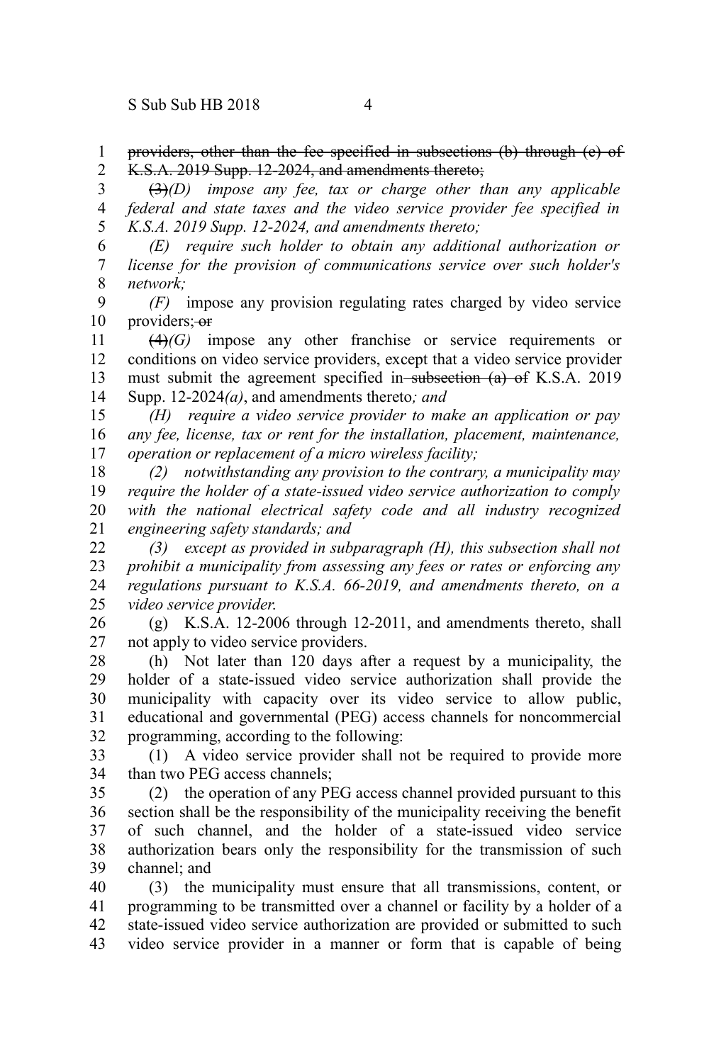~~providers, other than the fee specified in subsections (b) through (e) of K.S.A. 2019 Supp. 12-2024, and amendments thereto;~~

~~(3)~~*(D) impose any fee, tax or charge other than any applicable federal and state taxes and the video service provider fee specified in K.S.A. 2019 Supp. 12-2024, and amendments thereto;*

*(E) require such holder to obtain any additional authorization or license for the provision of communications service over such holder's network;*

*(F)* impose any provision regulating rates charged by video service providers;~~or~~

~~(4)~~*(G)* impose any other franchise or service requirements or conditions on video service providers, except that a video service provider must submit the agreement specified in ~~subsection (a) of~~ K.S.A. 2019 Supp. 12-2024*(a)*, and amendments thereto*; and*

*(H) require a video service provider to make an application or pay any fee, license, tax or rent for the installation, placement, maintenance, operation or replacement of a micro wireless facility;*

*(2) notwithstanding any provision to the contrary, a municipality may require the holder of a state-issued video service authorization to comply with the national electrical safety code and all industry recognized engineering safety standards; and*

*(3) except as provided in subparagraph (H), this subsection shall not prohibit a municipality from assessing any fees or rates or enforcing any regulations pursuant to K.S.A. 66-2019, and amendments thereto, on a video service provider.*

(g) K.S.A. 12-2006 through 12-2011, and amendments thereto, shall not apply to video service providers.

(h) Not later than 120 days after a request by a municipality, the holder of a state-issued video service authorization shall provide the municipality with capacity over its video service to allow public, educational and governmental (PEG) access channels for noncommercial programming, according to the following:

(1) A video service provider shall not be required to provide more than two PEG access channels;

(2) the operation of any PEG access channel provided pursuant to this section shall be the responsibility of the municipality receiving the benefit of such channel, and the holder of a state-issued video service authorization bears only the responsibility for the transmission of such channel; and

(3) the municipality must ensure that all transmissions, content, or programming to be transmitted over a channel or facility by a holder of a state-issued video service authorization are provided or submitted to such video service provider in a manner or form that is capable of being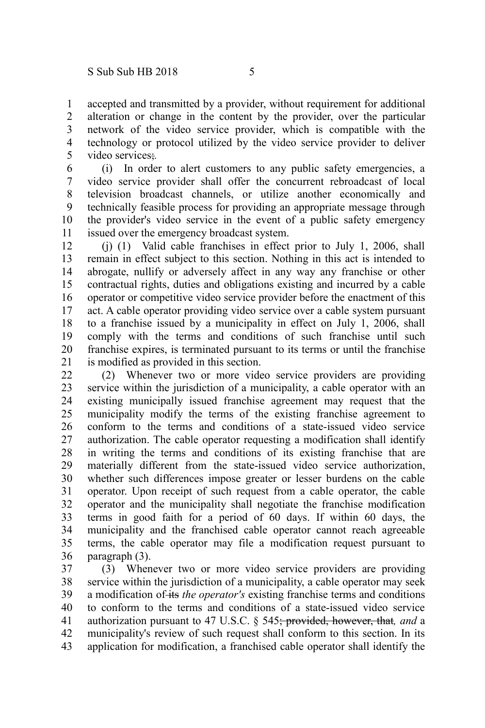accepted and transmitted by a provider, without requirement for additional alteration or change in the content by the provider, over the particular network of the video service provider, which is compatible with the technology or protocol utilized by the video service provider to deliver video services~~;~~.

(i) In order to alert customers to any public safety emergencies, a video service provider shall offer the concurrent rebroadcast of local television broadcast channels, or utilize another economically and technically feasible process for providing an appropriate message through the provider's video service in the event of a public safety emergency issued over the emergency broadcast system.

(j) (1) Valid cable franchises in effect prior to July 1, 2006, shall remain in effect subject to this section. Nothing in this act is intended to abrogate, nullify or adversely affect in any way any franchise or other contractual rights, duties and obligations existing and incurred by a cable operator or competitive video service provider before the enactment of this act. A cable operator providing video service over a cable system pursuant to a franchise issued by a municipality in effect on July 1, 2006, shall comply with the terms and conditions of such franchise until such franchise expires, is terminated pursuant to its terms or until the franchise is modified as provided in this section.

(2) Whenever two or more video service providers are providing service within the jurisdiction of a municipality, a cable operator with an existing municipally issued franchise agreement may request that the municipality modify the terms of the existing franchise agreement to conform to the terms and conditions of a state-issued video service authorization. The cable operator requesting a modification shall identify in writing the terms and conditions of its existing franchise that are materially different from the state-issued video service authorization, whether such differences impose greater or lesser burdens on the cable operator. Upon receipt of such request from a cable operator, the cable operator and the municipality shall negotiate the franchise modification terms in good faith for a period of 60 days. If within 60 days, the municipality and the franchised cable operator cannot reach agreeable terms, the cable operator may file a modification request pursuant to paragraph (3).

(3) Whenever two or more video service providers are providing service within the jurisdiction of a municipality, a cable operator may seek a modification of ~~its~~ *the operator's* existing franchise terms and conditions to conform to the terms and conditions of a state-issued video service authorization pursuant to 47 U.S.C. § 545~~; provided, however, that~~*, and* a municipality's review of such request shall conform to this section. In its application for modification, a franchised cable operator shall identify the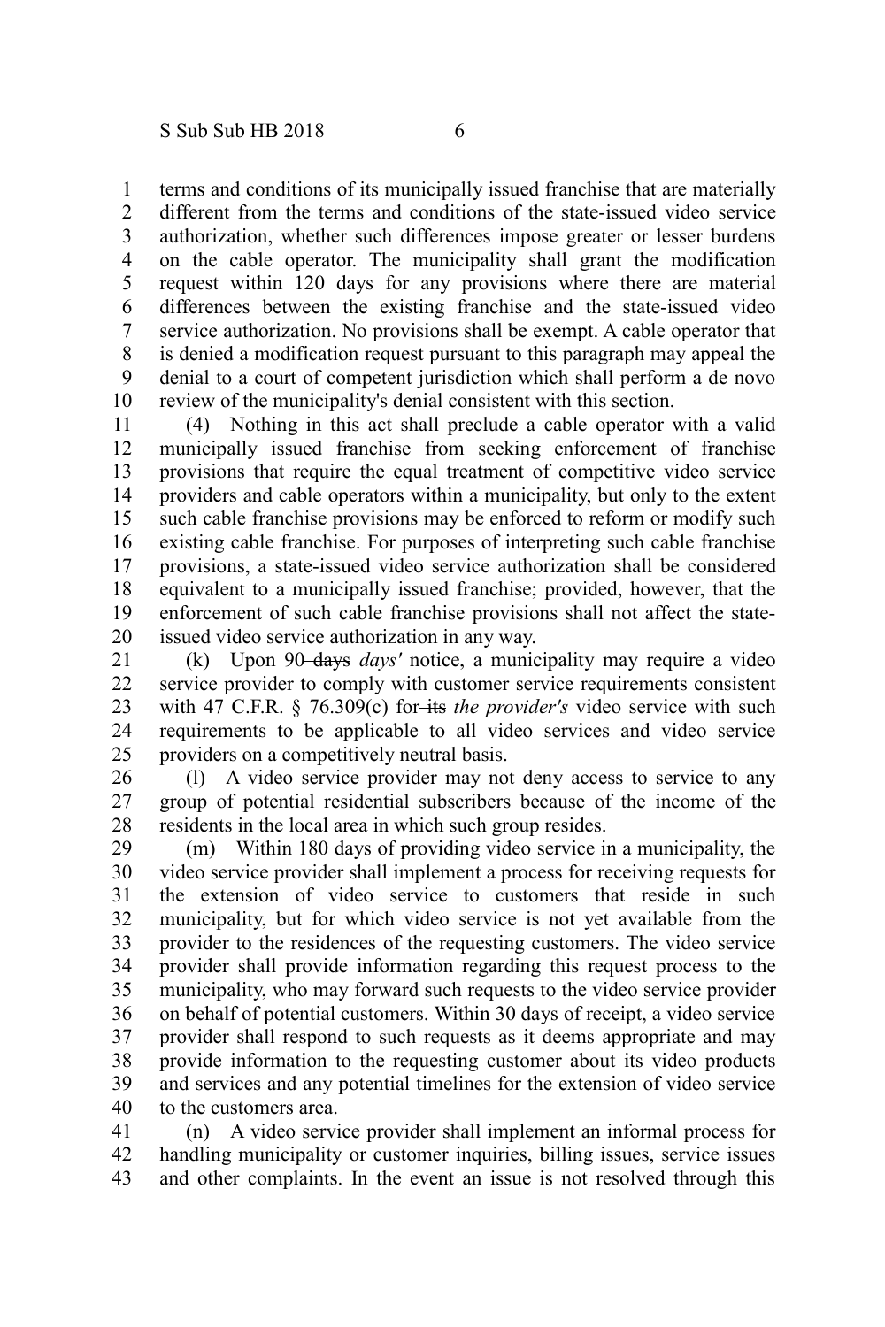terms and conditions of its municipally issued franchise that are materially different from the terms and conditions of the state-issued video service authorization, whether such differences impose greater or lesser burdens on the cable operator. The municipality shall grant the modification request within 120 days for any provisions where there are material differences between the existing franchise and the state-issued video service authorization. No provisions shall be exempt. A cable operator that is denied a modification request pursuant to this paragraph may appeal the denial to a court of competent jurisdiction which shall perform a de novo review of the municipality's denial consistent with this section.

(4) Nothing in this act shall preclude a cable operator with a valid municipally issued franchise from seeking enforcement of franchise provisions that require the equal treatment of competitive video service providers and cable operators within a municipality, but only to the extent such cable franchise provisions may be enforced to reform or modify such existing cable franchise. For purposes of interpreting such cable franchise provisions, a state-issued video service authorization shall be considered equivalent to a municipally issued franchise; provided, however, that the enforcement of such cable franchise provisions shall not affect the state-issued video service authorization in any way.

(k) Upon 90 ~~days~~ *days'* notice, a municipality may require a video service provider to comply with customer service requirements consistent with 47 C.F.R. § 76.309(c) for ~~its~~ *the provider's* video service with such requirements to be applicable to all video services and video service providers on a competitively neutral basis.

(l) A video service provider may not deny access to service to any group of potential residential subscribers because of the income of the residents in the local area in which such group resides.

(m) Within 180 days of providing video service in a municipality, the video service provider shall implement a process for receiving requests for the extension of video service to customers that reside in such municipality, but for which video service is not yet available from the provider to the residences of the requesting customers. The video service provider shall provide information regarding this request process to the municipality, who may forward such requests to the video service provider on behalf of potential customers. Within 30 days of receipt, a video service provider shall respond to such requests as it deems appropriate and may provide information to the requesting customer about its video products and services and any potential timelines for the extension of video service to the customers area.

(n) A video service provider shall implement an informal process for handling municipality or customer inquiries, billing issues, service issues and other complaints. In the event an issue is not resolved through this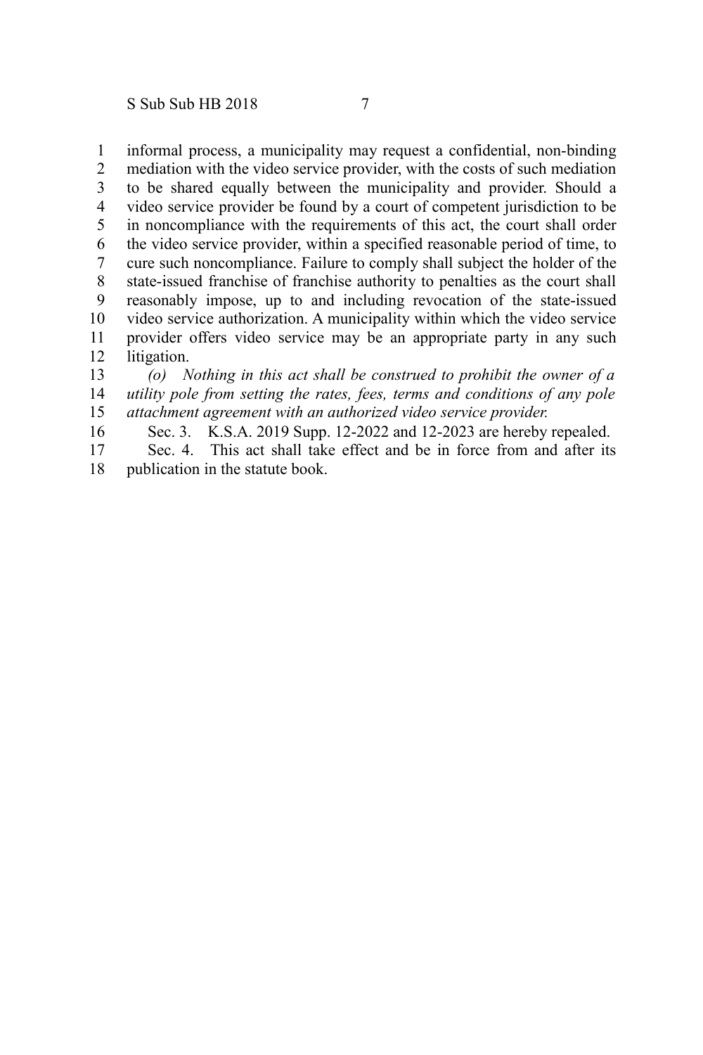informal process, a municipality may request a confidential, non-binding mediation with the video service provider, with the costs of such mediation to be shared equally between the municipality and provider. Should a video service provider be found by a court of competent jurisdiction to be in noncompliance with the requirements of this act, the court shall order the video service provider, within a specified reasonable period of time, to cure such noncompliance. Failure to comply shall subject the holder of the state-issued franchise of franchise authority to penalties as the court shall reasonably impose, up to and including revocation of the state-issued video service authorization. A municipality within which the video service provider offers video service may be an appropriate party in any such litigation.

*(o) Nothing in this act shall be construed to prohibit the owner of a utility pole from setting the rates, fees, terms and conditions of any pole attachment agreement with an authorized video service provider.*

Sec. 3. K.S.A. 2019 Supp. 12-2022 and 12-2023 are hereby repealed.

Sec. 4. This act shall take effect and be in force from and after its publication in the statute book.